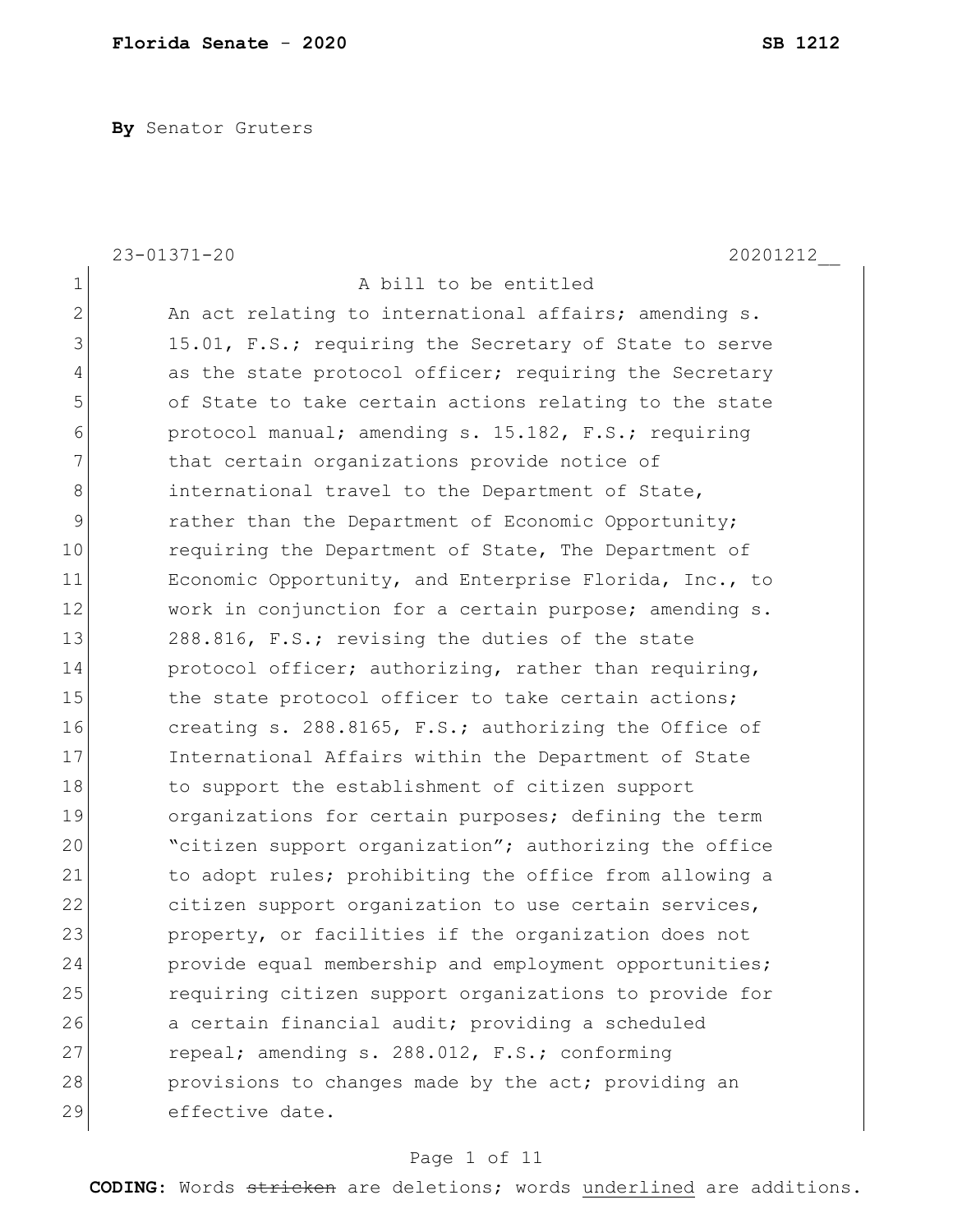**By** Senator Gruters

23-01371-20 20201212__

A bill to be entitled

An act relating to international affairs; amending s. 15.01, F.S.; requiring the Secretary of State to serve as the state protocol officer; requiring the Secretary of State to take certain actions relating to the state protocol manual; amending s. 15.182, F.S.; requiring that certain organizations provide notice of international travel to the Department of State, rather than the Department of Economic Opportunity; requiring the Department of State, The Department of Economic Opportunity, and Enterprise Florida, Inc., to work in conjunction for a certain purpose; amending s. 288.816, F.S.; revising the duties of the state protocol officer; authorizing, rather than requiring, the state protocol officer to take certain actions; creating s. 288.8165, F.S.; authorizing the Office of International Affairs within the Department of State to support the establishment of citizen support organizations for certain purposes; defining the term "citizen support organization"; authorizing the office to adopt rules; prohibiting the office from allowing a citizen support organization to use certain services, property, or facilities if the organization does not provide equal membership and employment opportunities; requiring citizen support organizations to provide for a certain financial audit; providing a scheduled repeal; amending s. 288.012, F.S.; conforming provisions to changes made by the act; providing an effective date.

**CODING:** Words ~~stricken~~ are deletions; words <u>underlined</u> are additions.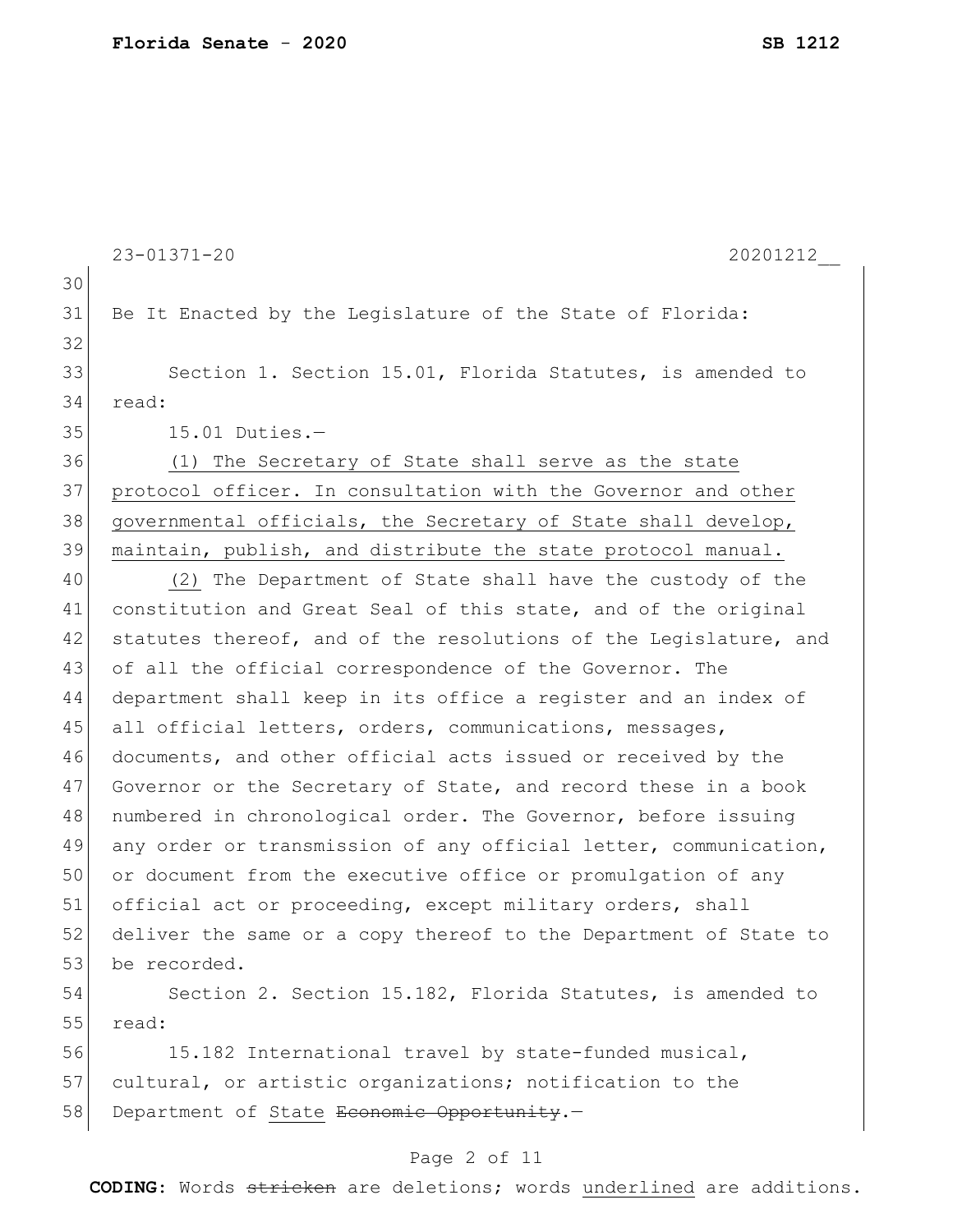Be It Enacted by the Legislature of the State of Florida:

Section 1. Section 15.01, Florida Statutes, is amended to read:

15.01 Duties.—

<u>(1) The Secretary of State shall serve as the state protocol officer. In consultation with the Governor and other governmental officials, the Secretary of State shall develop, maintain, publish, and distribute the state protocol manual.</u>

<u>(2)</u> The Department of State shall have the custody of the constitution and Great Seal of this state, and of the original statutes thereof, and of the resolutions of the Legislature, and of all the official correspondence of the Governor. The department shall keep in its office a register and an index of all official letters, orders, communications, messages, documents, and other official acts issued or received by the Governor or the Secretary of State, and record these in a book numbered in chronological order. The Governor, before issuing any order or transmission of any official letter, communication, or document from the executive office or promulgation of any official act or proceeding, except military orders, shall deliver the same or a copy thereof to the Department of State to be recorded.

Section 2. Section 15.182, Florida Statutes, is amended to read:

15.182 International travel by state-funded musical, cultural, or artistic organizations; notification to the Department of <u>State</u> ~~Economic Opportunity~~.—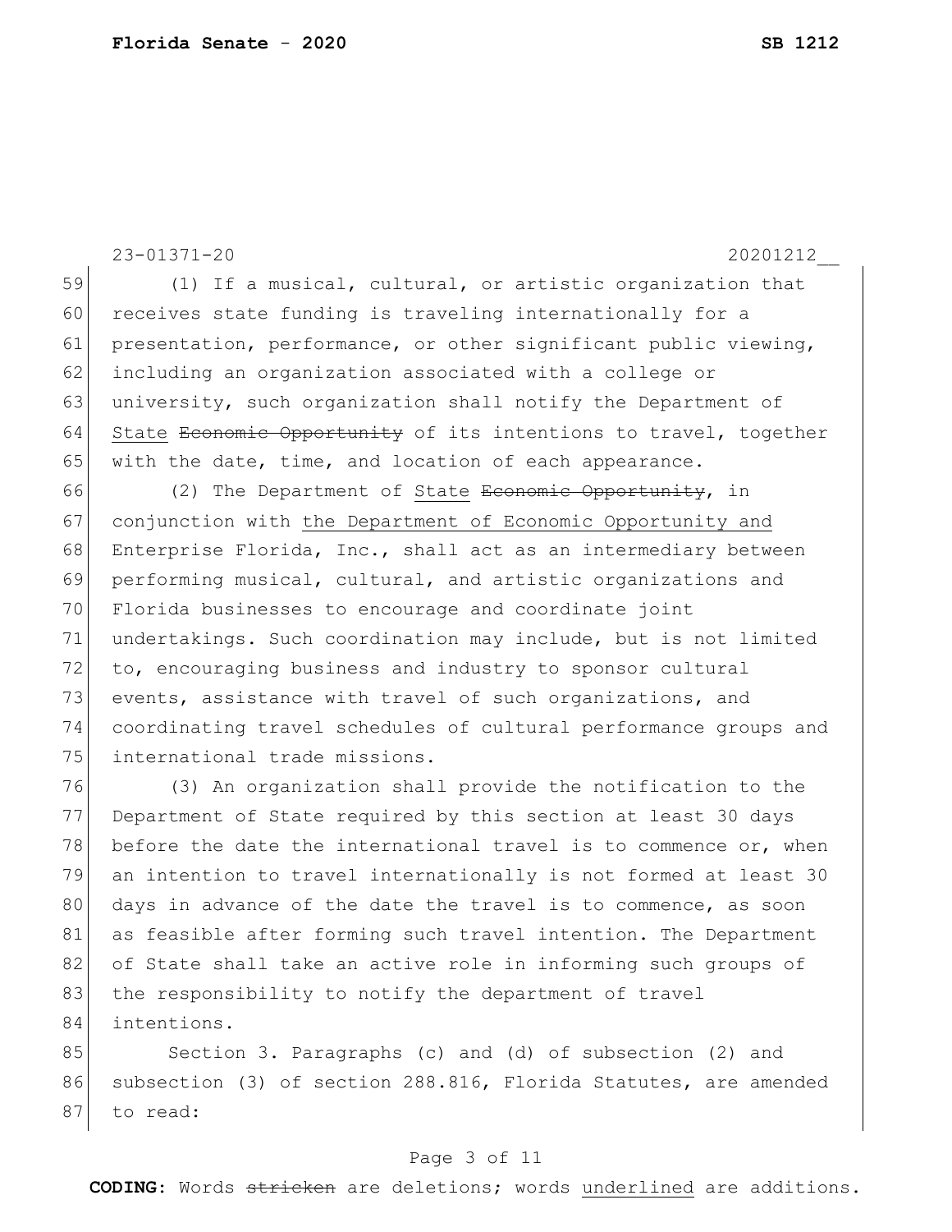23-01371-20 20201212__

(1) If a musical, cultural, or artistic organization that receives state funding is traveling internationally for a presentation, performance, or other significant public viewing, including an organization associated with a college or university, such organization shall notify the Department of <u>State</u> ~~Economic Opportunity~~ of its intentions to travel, together with the date, time, and location of each appearance.

(2) The Department of <u>State</u> ~~Economic Opportunity~~, in conjunction with <u>the Department of Economic Opportunity and</u> Enterprise Florida, Inc., shall act as an intermediary between performing musical, cultural, and artistic organizations and Florida businesses to encourage and coordinate joint undertakings. Such coordination may include, but is not limited to, encouraging business and industry to sponsor cultural events, assistance with travel of such organizations, and coordinating travel schedules of cultural performance groups and international trade missions.

(3) An organization shall provide the notification to the Department of State required by this section at least 30 days before the date the international travel is to commence or, when an intention to travel internationally is not formed at least 30 days in advance of the date the travel is to commence, as soon as feasible after forming such travel intention. The Department of State shall take an active role in informing such groups of the responsibility to notify the department of travel intentions.

Section 3. Paragraphs (c) and (d) of subsection (2) and subsection (3) of section 288.816, Florida Statutes, are amended to read:

**CODING:** Words ~~stricken~~ are deletions; words <u>underlined</u> are additions.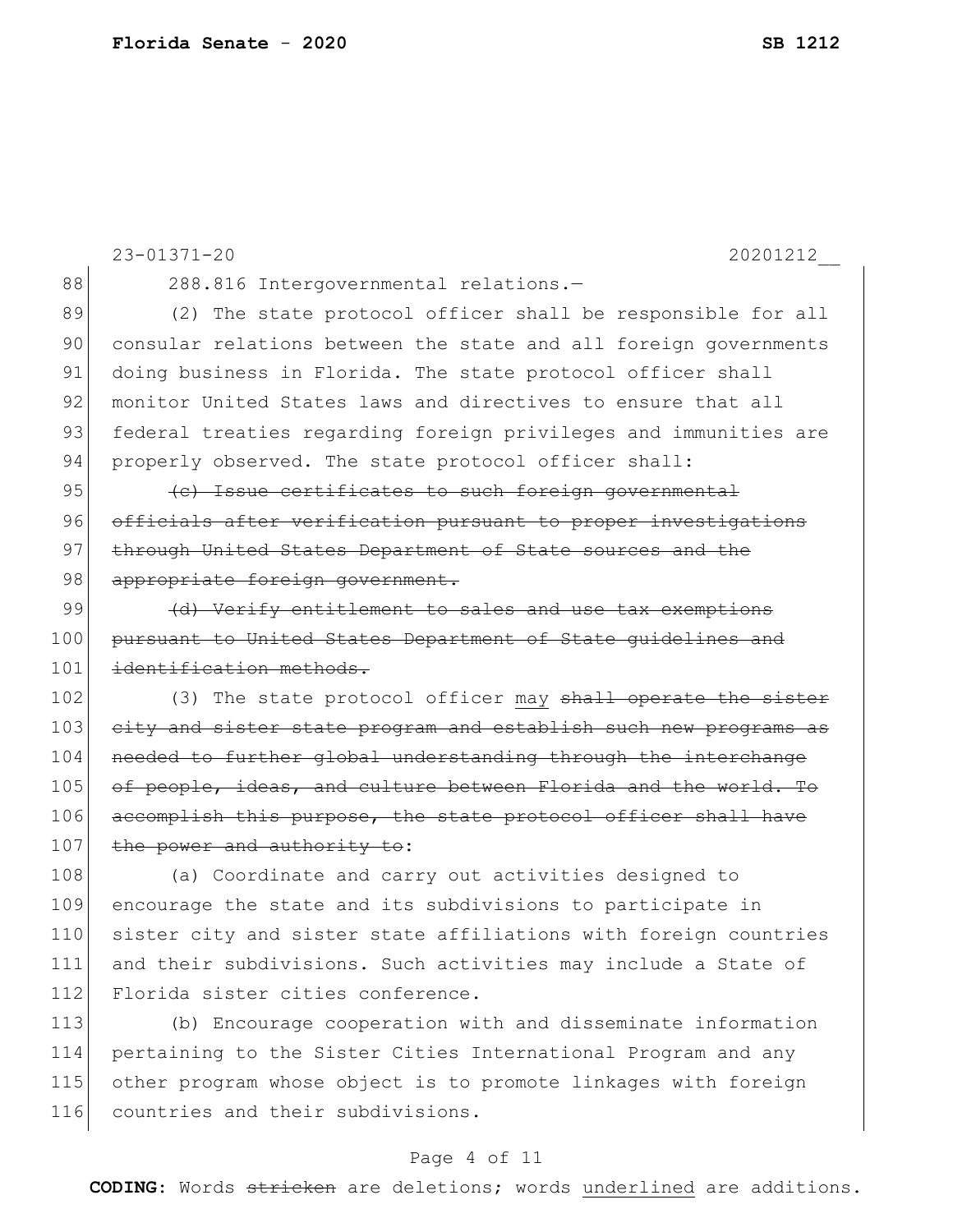288.816 Intergovernmental relations.—

(2) The state protocol officer shall be responsible for all consular relations between the state and all foreign governments doing business in Florida. The state protocol officer shall monitor United States laws and directives to ensure that all federal treaties regarding foreign privileges and immunities are properly observed. The state protocol officer shall:

~~(c) Issue certificates to such foreign governmental officials after verification pursuant to proper investigations through United States Department of State sources and the appropriate foreign government.~~

~~(d) Verify entitlement to sales and use tax exemptions pursuant to United States Department of State guidelines and identification methods.~~

(3) The state protocol officer <u>may</u> ~~shall operate the sister city and sister state program and establish such new programs as needed to further global understanding through the interchange of people, ideas, and culture between Florida and the world. To accomplish this purpose, the state protocol officer shall have the power and authority to~~:

(a) Coordinate and carry out activities designed to encourage the state and its subdivisions to participate in sister city and sister state affiliations with foreign countries and their subdivisions. Such activities may include a State of Florida sister cities conference.

(b) Encourage cooperation with and disseminate information pertaining to the Sister Cities International Program and any other program whose object is to promote linkages with foreign countries and their subdivisions.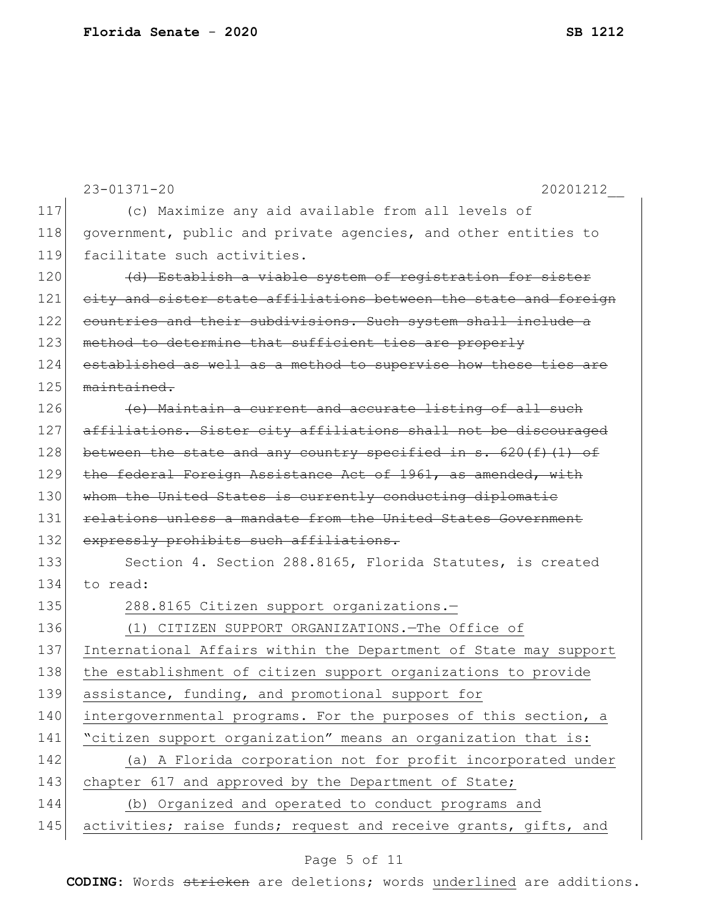(c) Maximize any aid available from all levels of government, public and private agencies, and other entities to facilitate such activities.

~~(d) Establish a viable system of registration for sister city and sister state affiliations between the state and foreign countries and their subdivisions. Such system shall include a method to determine that sufficient ties are properly established as well as a method to supervise how these ties are maintained.~~

~~(e) Maintain a current and accurate listing of all such affiliations. Sister city affiliations shall not be discouraged between the state and any country specified in s. 620(f)(1) of the federal Foreign Assistance Act of 1961, as amended, with whom the United States is currently conducting diplomatic relations unless a mandate from the United States Government expressly prohibits such affiliations.~~

Section 4. Section 288.8165, Florida Statutes, is created to read:

<u>288.8165 Citizen support organizations.—</u>

<u>(1) CITIZEN SUPPORT ORGANIZATIONS.—The Office of International Affairs within the Department of State may support the establishment of citizen support organizations to provide assistance, funding, and promotional support for intergovernmental programs. For the purposes of this section, a "citizen support organization" means an organization that is:</u>

<u>(a) A Florida corporation not for profit incorporated under chapter 617 and approved by the Department of State;</u>

<u>(b) Organized and operated to conduct programs and activities; raise funds; request and receive grants, gifts, and</u>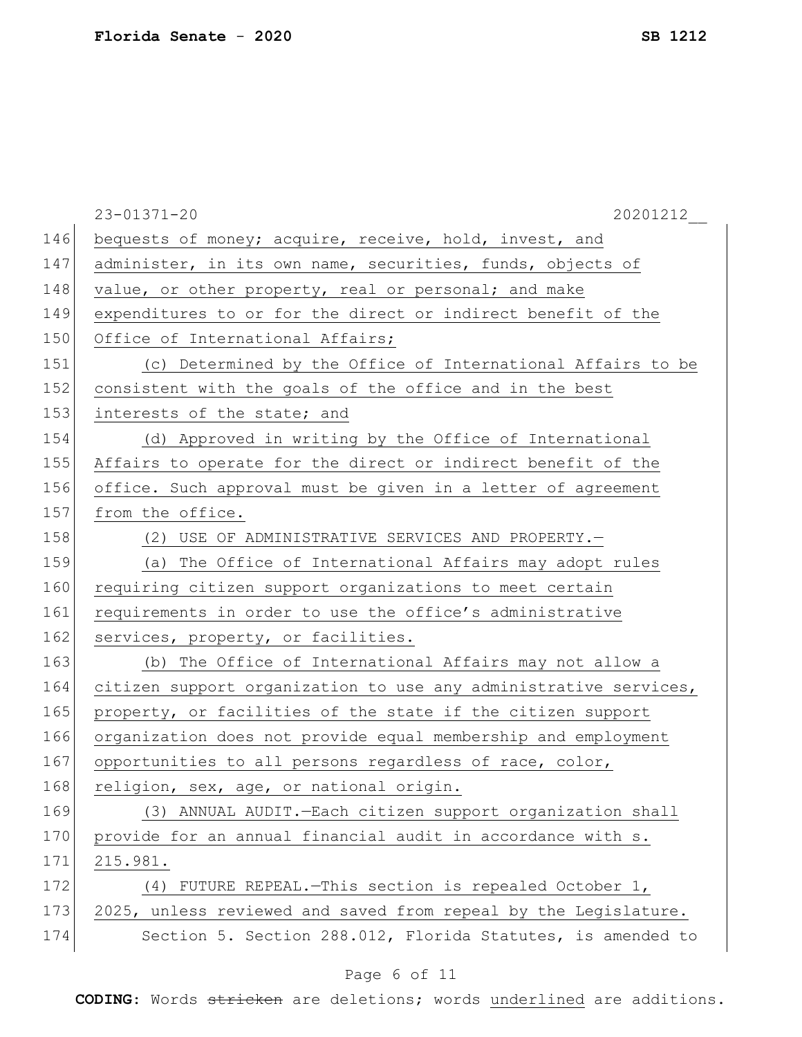bequests of money; acquire, receive, hold, invest, and administer, in its own name, securities, funds, objects of value, or other property, real or personal; and make expenditures to or for the direct or indirect benefit of the Office of International Affairs;

(c) Determined by the Office of International Affairs to be consistent with the goals of the office and in the best interests of the state; and

(d) Approved in writing by the Office of International Affairs to operate for the direct or indirect benefit of the office. Such approval must be given in a letter of agreement from the office.

(2) USE OF ADMINISTRATIVE SERVICES AND PROPERTY.—

(a) The Office of International Affairs may adopt rules requiring citizen support organizations to meet certain requirements in order to use the office's administrative services, property, or facilities.

(b) The Office of International Affairs may not allow a citizen support organization to use any administrative services, property, or facilities of the state if the citizen support organization does not provide equal membership and employment opportunities to all persons regardless of race, color, religion, sex, age, or national origin.

(3) ANNUAL AUDIT.—Each citizen support organization shall provide for an annual financial audit in accordance with s. 215.981.

(4) FUTURE REPEAL.—This section is repealed October 1, 2025, unless reviewed and saved from repeal by the Legislature.

Section 5. Section 288.012, Florida Statutes, is amended to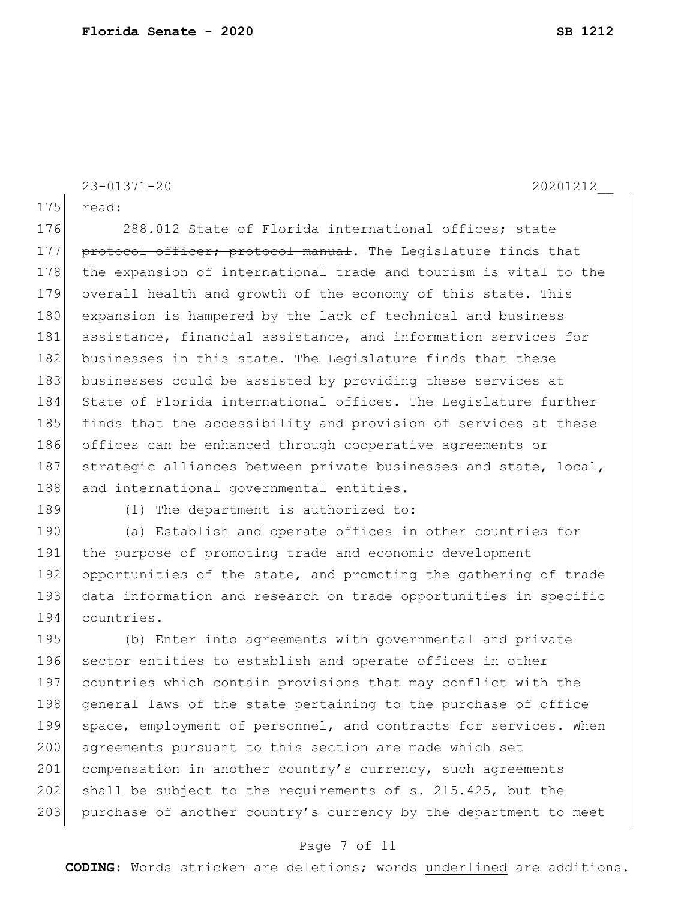read:

288.012 State of Florida international offices~~; state protocol officer; protocol manual~~.—The Legislature finds that the expansion of international trade and tourism is vital to the overall health and growth of the economy of this state. This expansion is hampered by the lack of technical and business assistance, financial assistance, and information services for businesses in this state. The Legislature finds that these businesses could be assisted by providing these services at State of Florida international offices. The Legislature further finds that the accessibility and provision of services at these offices can be enhanced through cooperative agreements or strategic alliances between private businesses and state, local, and international governmental entities.

(1) The department is authorized to:

(a) Establish and operate offices in other countries for the purpose of promoting trade and economic development opportunities of the state, and promoting the gathering of trade data information and research on trade opportunities in specific countries.

(b) Enter into agreements with governmental and private sector entities to establish and operate offices in other countries which contain provisions that may conflict with the general laws of the state pertaining to the purchase of office space, employment of personnel, and contracts for services. When agreements pursuant to this section are made which set compensation in another country's currency, such agreements shall be subject to the requirements of s. 215.425, but the purchase of another country's currency by the department to meet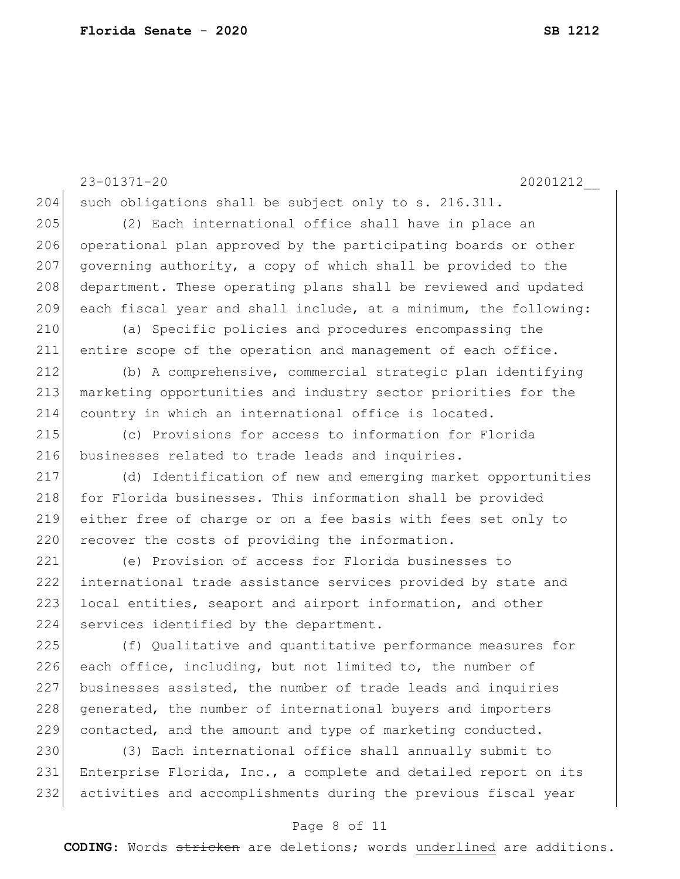such obligations shall be subject only to s. 216.311.

(2) Each international office shall have in place an operational plan approved by the participating boards or other governing authority, a copy of which shall be provided to the department. These operating plans shall be reviewed and updated each fiscal year and shall include, at a minimum, the following:

(a) Specific policies and procedures encompassing the entire scope of the operation and management of each office.

(b) A comprehensive, commercial strategic plan identifying marketing opportunities and industry sector priorities for the country in which an international office is located.

(c) Provisions for access to information for Florida businesses related to trade leads and inquiries.

(d) Identification of new and emerging market opportunities for Florida businesses. This information shall be provided either free of charge or on a fee basis with fees set only to recover the costs of providing the information.

(e) Provision of access for Florida businesses to international trade assistance services provided by state and local entities, seaport and airport information, and other services identified by the department.

(f) Qualitative and quantitative performance measures for each office, including, but not limited to, the number of businesses assisted, the number of trade leads and inquiries generated, the number of international buyers and importers contacted, and the amount and type of marketing conducted.

(3) Each international office shall annually submit to Enterprise Florida, Inc., a complete and detailed report on its activities and accomplishments during the previous fiscal year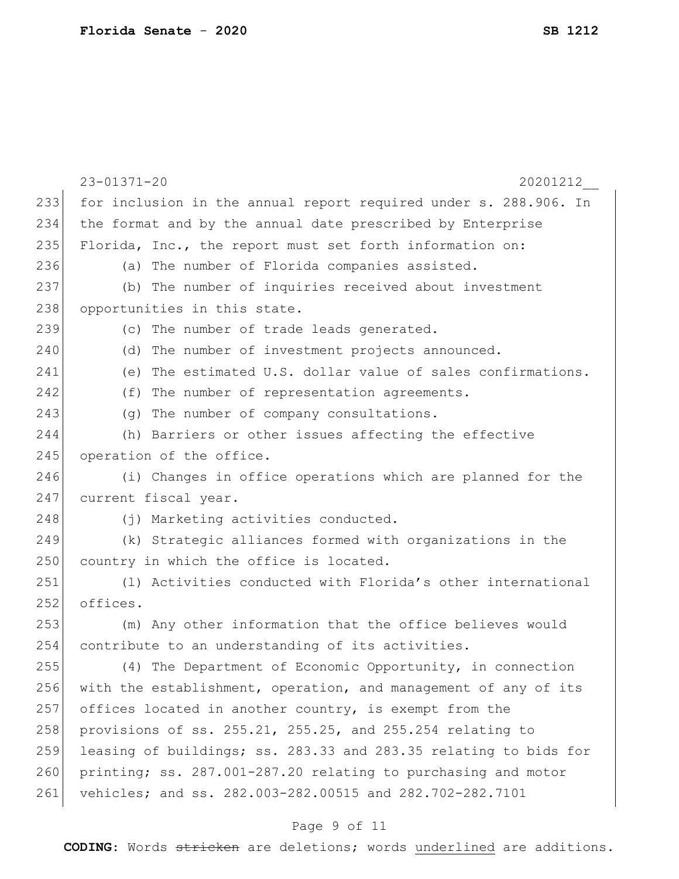for inclusion in the annual report required under s. 288.906. In the format and by the annual date prescribed by Enterprise Florida, Inc., the report must set forth information on:

(a) The number of Florida companies assisted.

(b) The number of inquiries received about investment opportunities in this state.

(c) The number of trade leads generated.

(d) The number of investment projects announced.

(e) The estimated U.S. dollar value of sales confirmations.

(f) The number of representation agreements.

(g) The number of company consultations.

(h) Barriers or other issues affecting the effective operation of the office.

(i) Changes in office operations which are planned for the current fiscal year.

(j) Marketing activities conducted.

(k) Strategic alliances formed with organizations in the country in which the office is located.

(l) Activities conducted with Florida's other international offices.

(m) Any other information that the office believes would contribute to an understanding of its activities.

(4) The Department of Economic Opportunity, in connection with the establishment, operation, and management of any of its offices located in another country, is exempt from the provisions of ss. 255.21, 255.25, and 255.254 relating to leasing of buildings; ss. 283.33 and 283.35 relating to bids for printing; ss. 287.001-287.20 relating to purchasing and motor vehicles; and ss. 282.003-282.00515 and 282.702-282.7101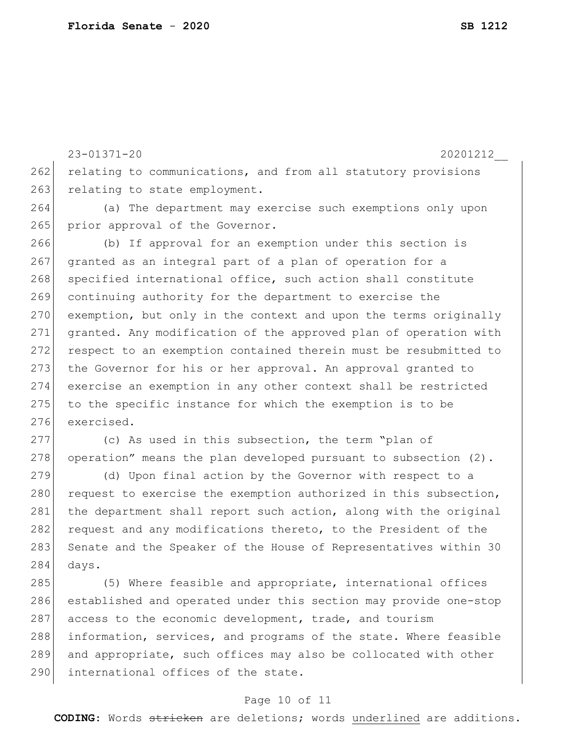relating to communications, and from all statutory provisions relating to state employment.

(a) The department may exercise such exemptions only upon prior approval of the Governor.

(b) If approval for an exemption under this section is granted as an integral part of a plan of operation for a specified international office, such action shall constitute continuing authority for the department to exercise the exemption, but only in the context and upon the terms originally granted. Any modification of the approved plan of operation with respect to an exemption contained therein must be resubmitted to the Governor for his or her approval. An approval granted to exercise an exemption in any other context shall be restricted to the specific instance for which the exemption is to be exercised.

(c) As used in this subsection, the term "plan of operation" means the plan developed pursuant to subsection (2).

(d) Upon final action by the Governor with respect to a request to exercise the exemption authorized in this subsection, the department shall report such action, along with the original request and any modifications thereto, to the President of the Senate and the Speaker of the House of Representatives within 30 days.

(5) Where feasible and appropriate, international offices established and operated under this section may provide one-stop access to the economic development, trade, and tourism information, services, and programs of the state. Where feasible and appropriate, such offices may also be collocated with other international offices of the state.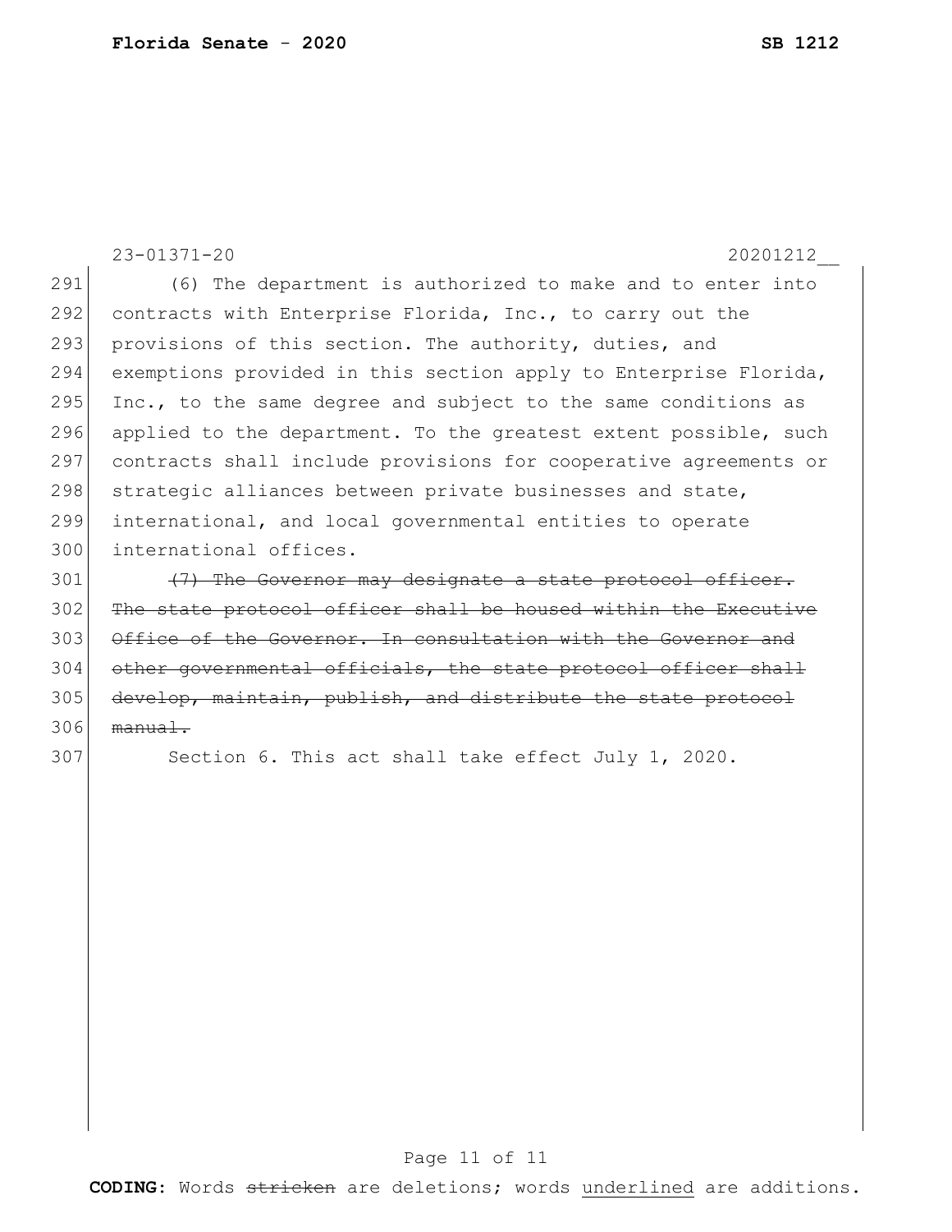(6) The department is authorized to make and to enter into contracts with Enterprise Florida, Inc., to carry out the provisions of this section. The authority, duties, and exemptions provided in this section apply to Enterprise Florida, Inc., to the same degree and subject to the same conditions as applied to the department. To the greatest extent possible, such contracts shall include provisions for cooperative agreements or strategic alliances between private businesses and state, international, and local governmental entities to operate international offices.

~~(7) The Governor may designate a state protocol officer. The state protocol officer shall be housed within the Executive Office of the Governor. In consultation with the Governor and other governmental officials, the state protocol officer shall develop, maintain, publish, and distribute the state protocol manual.~~

Section 6. This act shall take effect July 1, 2020.